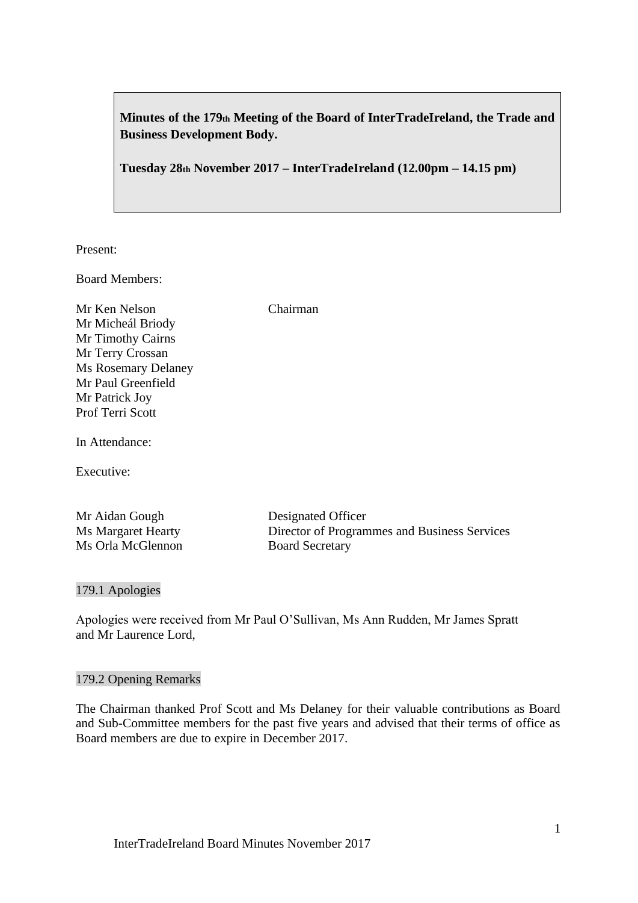**Minutes of the 179th Meeting of the Board of InterTradeIreland, the Trade and Business Development Body.**

**Tuesday 28th November 2017 – InterTradeIreland (12.00pm – 14.15 pm)**

Present:

Board Members:

| | |
|---|---|
| Mr Ken Nelson | Chairman |
| Mr Micheál Briody | |
| Mr Timothy Cairns | |
| Mr Terry Crossan | |
| Ms Rosemary Delaney | |
| Mr Paul Greenfield | |
| Mr Patrick Joy | |
| Prof Terri Scott | |

In Attendance:

Executive:

| | |
|---|---|
| Mr Aidan Gough | Designated Officer |
| Ms Margaret Hearty | Director of Programmes and Business Services |
| Ms Orla McGlennon | Board Secretary |

## 179.1 Apologies

Apologies were received from Mr Paul O'Sullivan, Ms Ann Rudden, Mr James Spratt and Mr Laurence Lord,

## 179.2 Opening Remarks

The Chairman thanked Prof Scott and Ms Delaney for their valuable contributions as Board and Sub-Committee members for the past five years and advised that their terms of office as Board members are due to expire in December 2017.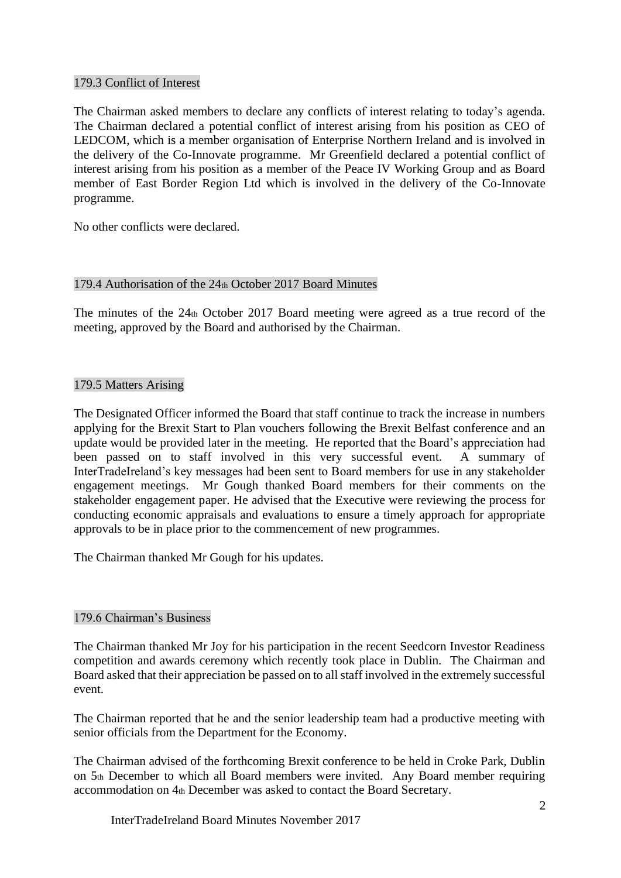## 179.3 Conflict of Interest

The Chairman asked members to declare any conflicts of interest relating to today's agenda. The Chairman declared a potential conflict of interest arising from his position as CEO of LEDCOM, which is a member organisation of Enterprise Northern Ireland and is involved in the delivery of the Co-Innovate programme. Mr Greenfield declared a potential conflict of interest arising from his position as a member of the Peace IV Working Group and as Board member of East Border Region Ltd which is involved in the delivery of the Co-Innovate programme.

No other conflicts were declared.

## 179.4 Authorisation of the 24th October 2017 Board Minutes

The minutes of the 24th October 2017 Board meeting were agreed as a true record of the meeting, approved by the Board and authorised by the Chairman.

## 179.5 Matters Arising

The Designated Officer informed the Board that staff continue to track the increase in numbers applying for the Brexit Start to Plan vouchers following the Brexit Belfast conference and an update would be provided later in the meeting. He reported that the Board's appreciation had been passed on to staff involved in this very successful event. A summary of InterTradeIreland's key messages had been sent to Board members for use in any stakeholder engagement meetings. Mr Gough thanked Board members for their comments on the stakeholder engagement paper. He advised that the Executive were reviewing the process for conducting economic appraisals and evaluations to ensure a timely approach for appropriate approvals to be in place prior to the commencement of new programmes.

The Chairman thanked Mr Gough for his updates.

## 179.6 Chairman's Business

The Chairman thanked Mr Joy for his participation in the recent Seedcorn Investor Readiness competition and awards ceremony which recently took place in Dublin. The Chairman and Board asked that their appreciation be passed on to all staff involved in the extremely successful event.

The Chairman reported that he and the senior leadership team had a productive meeting with senior officials from the Department for the Economy.

The Chairman advised of the forthcoming Brexit conference to be held in Croke Park, Dublin on 5th December to which all Board members were invited. Any Board member requiring accommodation on 4th December was asked to contact the Board Secretary.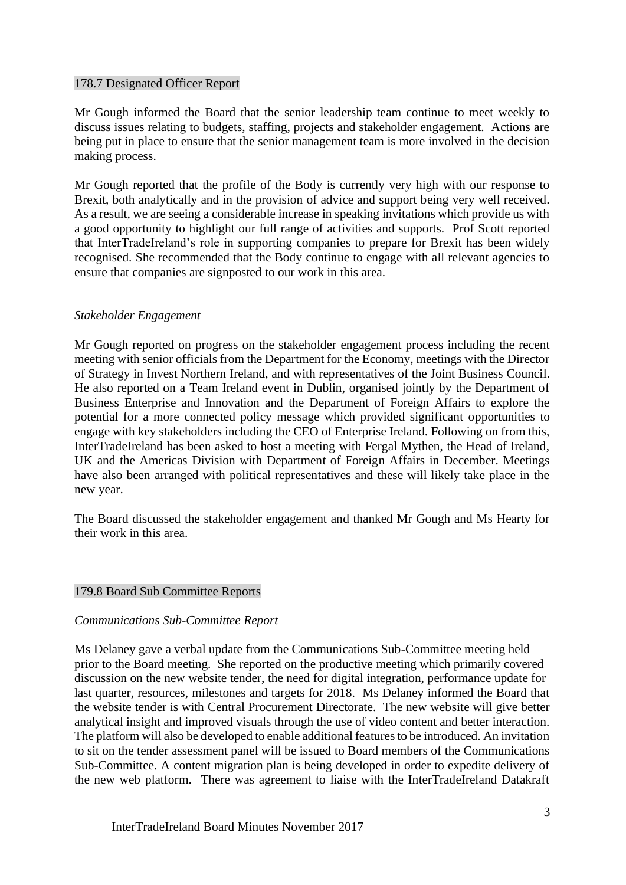## 178.7 Designated Officer Report

Mr Gough informed the Board that the senior leadership team continue to meet weekly to discuss issues relating to budgets, staffing, projects and stakeholder engagement. Actions are being put in place to ensure that the senior management team is more involved in the decision making process.

Mr Gough reported that the profile of the Body is currently very high with our response to Brexit, both analytically and in the provision of advice and support being very well received. As a result, we are seeing a considerable increase in speaking invitations which provide us with a good opportunity to highlight our full range of activities and supports. Prof Scott reported that InterTradeIreland's role in supporting companies to prepare for Brexit has been widely recognised. She recommended that the Body continue to engage with all relevant agencies to ensure that companies are signposted to our work in this area.

*Stakeholder Engagement*

Mr Gough reported on progress on the stakeholder engagement process including the recent meeting with senior officials from the Department for the Economy, meetings with the Director of Strategy in Invest Northern Ireland, and with representatives of the Joint Business Council. He also reported on a Team Ireland event in Dublin, organised jointly by the Department of Business Enterprise and Innovation and the Department of Foreign Affairs to explore the potential for a more connected policy message which provided significant opportunities to engage with key stakeholders including the CEO of Enterprise Ireland. Following on from this, InterTradeIreland has been asked to host a meeting with Fergal Mythen, the Head of Ireland, UK and the Americas Division with Department of Foreign Affairs in December. Meetings have also been arranged with political representatives and these will likely take place in the new year.

The Board discussed the stakeholder engagement and thanked Mr Gough and Ms Hearty for their work in this area.

## 179.8 Board Sub Committee Reports

*Communications Sub-Committee Report*

Ms Delaney gave a verbal update from the Communications Sub-Committee meeting held prior to the Board meeting. She reported on the productive meeting which primarily covered discussion on the new website tender, the need for digital integration, performance update for last quarter, resources, milestones and targets for 2018. Ms Delaney informed the Board that the website tender is with Central Procurement Directorate. The new website will give better analytical insight and improved visuals through the use of video content and better interaction. The platform will also be developed to enable additional features to be introduced. An invitation to sit on the tender assessment panel will be issued to Board members of the Communications Sub-Committee. A content migration plan is being developed in order to expedite delivery of the new web platform. There was agreement to liaise with the InterTradeIreland Datakraft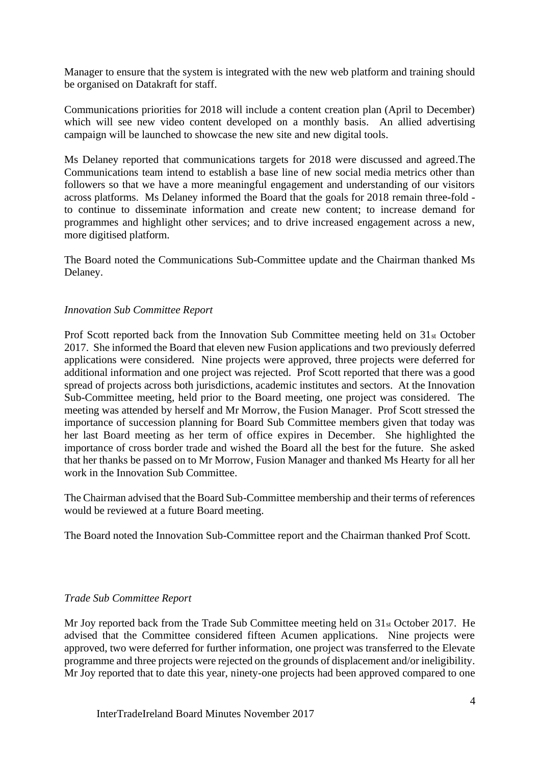Manager to ensure that the system is integrated with the new web platform and training should be organised on Datakraft for staff.

Communications priorities for 2018 will include a content creation plan (April to December) which will see new video content developed on a monthly basis. An allied advertising campaign will be launched to showcase the new site and new digital tools.

Ms Delaney reported that communications targets for 2018 were discussed and agreed.The Communications team intend to establish a base line of new social media metrics other than followers so that we have a more meaningful engagement and understanding of our visitors across platforms. Ms Delaney informed the Board that the goals for 2018 remain three-fold - to continue to disseminate information and create new content; to increase demand for programmes and highlight other services; and to drive increased engagement across a new, more digitised platform.

The Board noted the Communications Sub-Committee update and the Chairman thanked Ms Delaney.

*Innovation Sub Committee Report*

Prof Scott reported back from the Innovation Sub Committee meeting held on 31st October 2017. She informed the Board that eleven new Fusion applications and two previously deferred applications were considered. Nine projects were approved, three projects were deferred for additional information and one project was rejected. Prof Scott reported that there was a good spread of projects across both jurisdictions, academic institutes and sectors. At the Innovation Sub-Committee meeting, held prior to the Board meeting, one project was considered. The meeting was attended by herself and Mr Morrow, the Fusion Manager. Prof Scott stressed the importance of succession planning for Board Sub Committee members given that today was her last Board meeting as her term of office expires in December. She highlighted the importance of cross border trade and wished the Board all the best for the future. She asked that her thanks be passed on to Mr Morrow, Fusion Manager and thanked Ms Hearty for all her work in the Innovation Sub Committee.

The Chairman advised that the Board Sub-Committee membership and their terms of references would be reviewed at a future Board meeting.

The Board noted the Innovation Sub-Committee report and the Chairman thanked Prof Scott.

*Trade Sub Committee Report*

Mr Joy reported back from the Trade Sub Committee meeting held on 31st October 2017. He advised that the Committee considered fifteen Acumen applications. Nine projects were approved, two were deferred for further information, one project was transferred to the Elevate programme and three projects were rejected on the grounds of displacement and/or ineligibility. Mr Joy reported that to date this year, ninety-one projects had been approved compared to one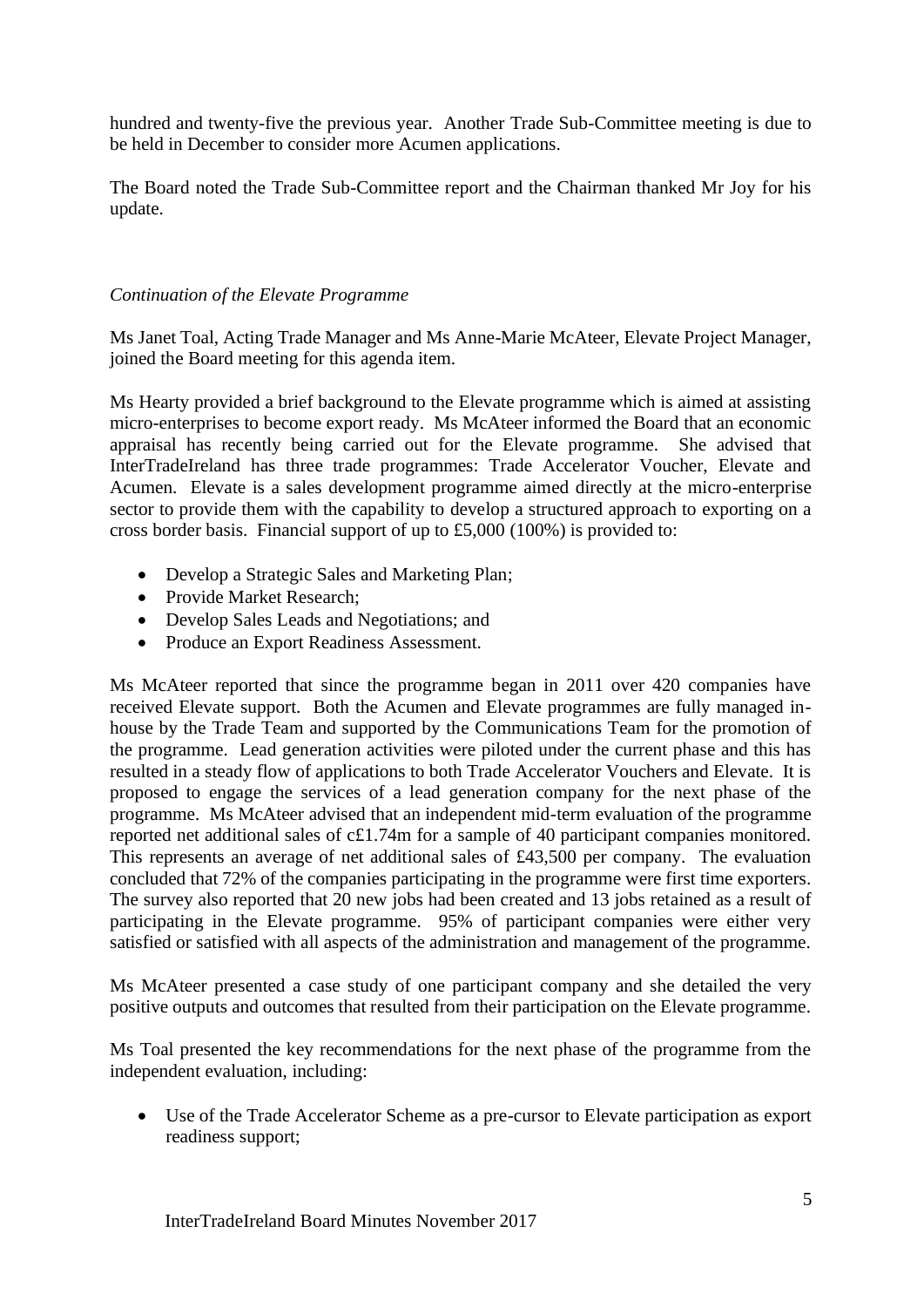hundred and twenty-five the previous year. Another Trade Sub-Committee meeting is due to be held in December to consider more Acumen applications.

The Board noted the Trade Sub-Committee report and the Chairman thanked Mr Joy for his update.

*Continuation of the Elevate Programme*

Ms Janet Toal, Acting Trade Manager and Ms Anne-Marie McAteer, Elevate Project Manager, joined the Board meeting for this agenda item.

Ms Hearty provided a brief background to the Elevate programme which is aimed at assisting micro-enterprises to become export ready. Ms McAteer informed the Board that an economic appraisal has recently being carried out for the Elevate programme. She advised that InterTradeIreland has three trade programmes: Trade Accelerator Voucher, Elevate and Acumen. Elevate is a sales development programme aimed directly at the micro-enterprise sector to provide them with the capability to develop a structured approach to exporting on a cross border basis. Financial support of up to £5,000 (100%) is provided to:

- Develop a Strategic Sales and Marketing Plan;
- Provide Market Research;
- Develop Sales Leads and Negotiations; and
- Produce an Export Readiness Assessment.

Ms McAteer reported that since the programme began in 2011 over 420 companies have received Elevate support. Both the Acumen and Elevate programmes are fully managed in-house by the Trade Team and supported by the Communications Team for the promotion of the programme. Lead generation activities were piloted under the current phase and this has resulted in a steady flow of applications to both Trade Accelerator Vouchers and Elevate. It is proposed to engage the services of a lead generation company for the next phase of the programme. Ms McAteer advised that an independent mid-term evaluation of the programme reported net additional sales of c£1.74m for a sample of 40 participant companies monitored. This represents an average of net additional sales of £43,500 per company. The evaluation concluded that 72% of the companies participating in the programme were first time exporters. The survey also reported that 20 new jobs had been created and 13 jobs retained as a result of participating in the Elevate programme. 95% of participant companies were either very satisfied or satisfied with all aspects of the administration and management of the programme.

Ms McAteer presented a case study of one participant company and she detailed the very positive outputs and outcomes that resulted from their participation on the Elevate programme.

Ms Toal presented the key recommendations for the next phase of the programme from the independent evaluation, including:

- Use of the Trade Accelerator Scheme as a pre-cursor to Elevate participation as export readiness support;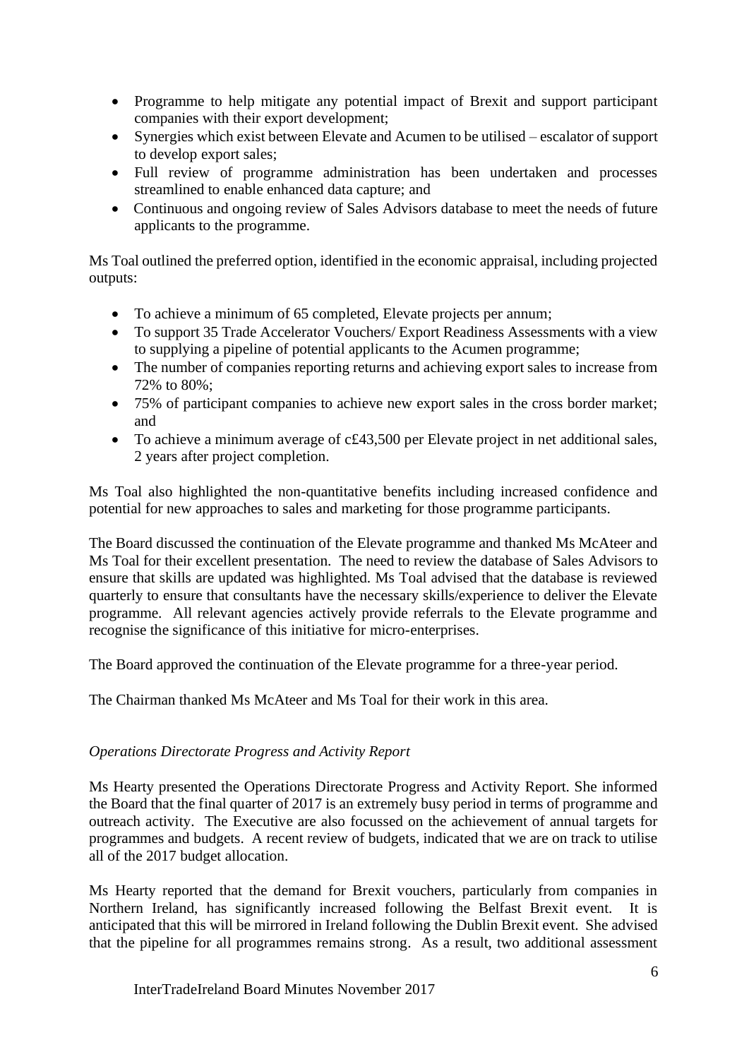- Programme to help mitigate any potential impact of Brexit and support participant companies with their export development;
- Synergies which exist between Elevate and Acumen to be utilised – escalator of support to develop export sales;
- Full review of programme administration has been undertaken and processes streamlined to enable enhanced data capture; and
- Continuous and ongoing review of Sales Advisors database to meet the needs of future applicants to the programme.

Ms Toal outlined the preferred option, identified in the economic appraisal, including projected outputs:

- To achieve a minimum of 65 completed, Elevate projects per annum;
- To support 35 Trade Accelerator Vouchers/ Export Readiness Assessments with a view to supplying a pipeline of potential applicants to the Acumen programme;
- The number of companies reporting returns and achieving export sales to increase from 72% to 80%;
- 75% of participant companies to achieve new export sales in the cross border market; and
- To achieve a minimum average of c£43,500 per Elevate project in net additional sales, 2 years after project completion.

Ms Toal also highlighted the non-quantitative benefits including increased confidence and potential for new approaches to sales and marketing for those programme participants.

The Board discussed the continuation of the Elevate programme and thanked Ms McAteer and Ms Toal for their excellent presentation. The need to review the database of Sales Advisors to ensure that skills are updated was highlighted. Ms Toal advised that the database is reviewed quarterly to ensure that consultants have the necessary skills/experience to deliver the Elevate programme. All relevant agencies actively provide referrals to the Elevate programme and recognise the significance of this initiative for micro-enterprises.

The Board approved the continuation of the Elevate programme for a three-year period.

The Chairman thanked Ms McAteer and Ms Toal for their work in this area.

*Operations Directorate Progress and Activity Report*

Ms Hearty presented the Operations Directorate Progress and Activity Report. She informed the Board that the final quarter of 2017 is an extremely busy period in terms of programme and outreach activity. The Executive are also focussed on the achievement of annual targets for programmes and budgets. A recent review of budgets, indicated that we are on track to utilise all of the 2017 budget allocation.

Ms Hearty reported that the demand for Brexit vouchers, particularly from companies in Northern Ireland, has significantly increased following the Belfast Brexit event. It is anticipated that this will be mirrored in Ireland following the Dublin Brexit event. She advised that the pipeline for all programmes remains strong. As a result, two additional assessment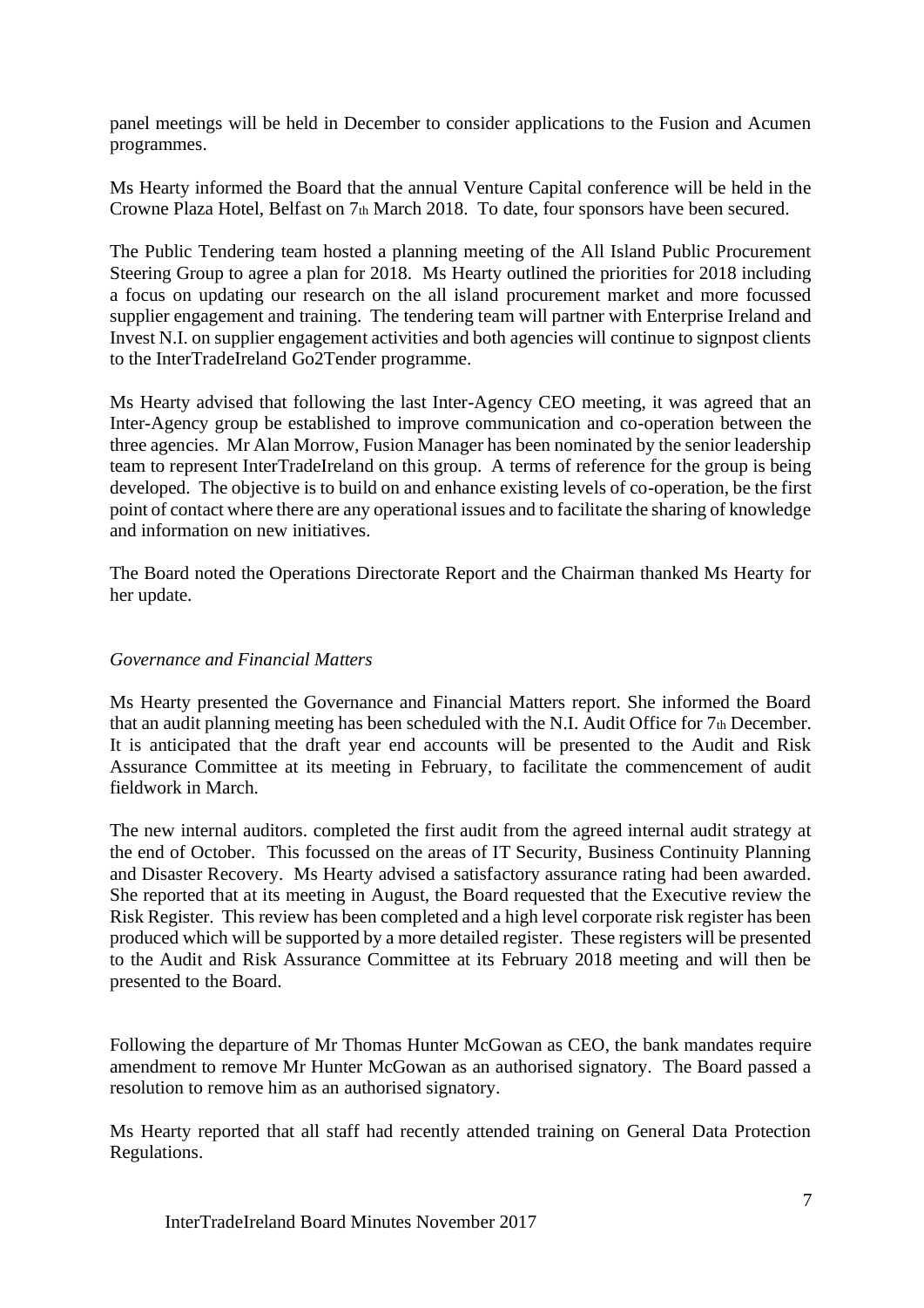panel meetings will be held in December to consider applications to the Fusion and Acumen programmes.

Ms Hearty informed the Board that the annual Venture Capital conference will be held in the Crowne Plaza Hotel, Belfast on 7th March 2018. To date, four sponsors have been secured.

The Public Tendering team hosted a planning meeting of the All Island Public Procurement Steering Group to agree a plan for 2018. Ms Hearty outlined the priorities for 2018 including a focus on updating our research on the all island procurement market and more focussed supplier engagement and training. The tendering team will partner with Enterprise Ireland and Invest N.I. on supplier engagement activities and both agencies will continue to signpost clients to the InterTradeIreland Go2Tender programme.

Ms Hearty advised that following the last Inter-Agency CEO meeting, it was agreed that an Inter-Agency group be established to improve communication and co-operation between the three agencies. Mr Alan Morrow, Fusion Manager has been nominated by the senior leadership team to represent InterTradeIreland on this group. A terms of reference for the group is being developed. The objective is to build on and enhance existing levels of co-operation, be the first point of contact where there are any operational issues and to facilitate the sharing of knowledge and information on new initiatives.

The Board noted the Operations Directorate Report and the Chairman thanked Ms Hearty for her update.

*Governance and Financial Matters*

Ms Hearty presented the Governance and Financial Matters report. She informed the Board that an audit planning meeting has been scheduled with the N.I. Audit Office for 7th December. It is anticipated that the draft year end accounts will be presented to the Audit and Risk Assurance Committee at its meeting in February, to facilitate the commencement of audit fieldwork in March.

The new internal auditors. completed the first audit from the agreed internal audit strategy at the end of October. This focussed on the areas of IT Security, Business Continuity Planning and Disaster Recovery. Ms Hearty advised a satisfactory assurance rating had been awarded. She reported that at its meeting in August, the Board requested that the Executive review the Risk Register. This review has been completed and a high level corporate risk register has been produced which will be supported by a more detailed register. These registers will be presented to the Audit and Risk Assurance Committee at its February 2018 meeting and will then be presented to the Board.

Following the departure of Mr Thomas Hunter McGowan as CEO, the bank mandates require amendment to remove Mr Hunter McGowan as an authorised signatory. The Board passed a resolution to remove him as an authorised signatory.

Ms Hearty reported that all staff had recently attended training on General Data Protection Regulations.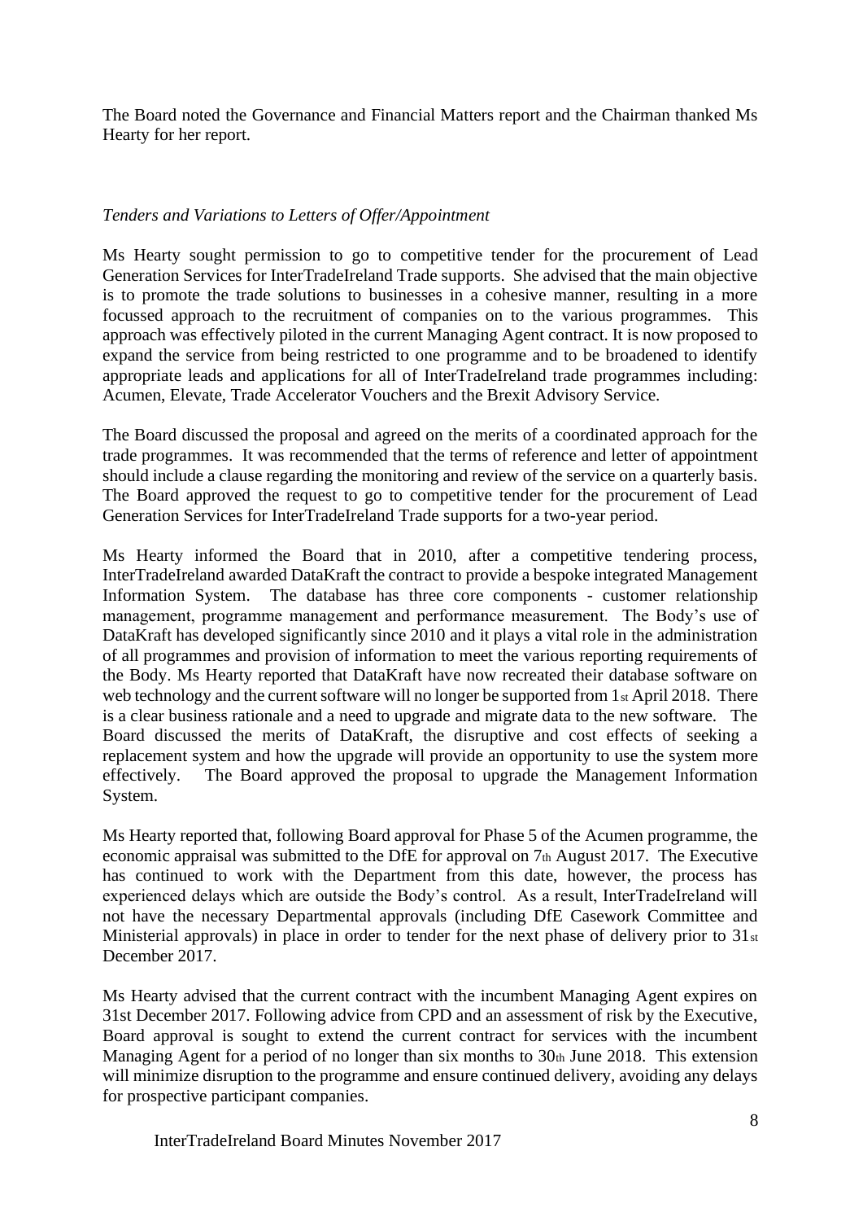The Board noted the Governance and Financial Matters report and the Chairman thanked Ms Hearty for her report.

*Tenders and Variations to Letters of Offer/Appointment*

Ms Hearty sought permission to go to competitive tender for the procurement of Lead Generation Services for InterTradeIreland Trade supports. She advised that the main objective is to promote the trade solutions to businesses in a cohesive manner, resulting in a more focussed approach to the recruitment of companies on to the various programmes. This approach was effectively piloted in the current Managing Agent contract. It is now proposed to expand the service from being restricted to one programme and to be broadened to identify appropriate leads and applications for all of InterTradeIreland trade programmes including: Acumen, Elevate, Trade Accelerator Vouchers and the Brexit Advisory Service.

The Board discussed the proposal and agreed on the merits of a coordinated approach for the trade programmes. It was recommended that the terms of reference and letter of appointment should include a clause regarding the monitoring and review of the service on a quarterly basis. The Board approved the request to go to competitive tender for the procurement of Lead Generation Services for InterTradeIreland Trade supports for a two-year period.

Ms Hearty informed the Board that in 2010, after a competitive tendering process, InterTradeIreland awarded DataKraft the contract to provide a bespoke integrated Management Information System. The database has three core components - customer relationship management, programme management and performance measurement. The Body's use of DataKraft has developed significantly since 2010 and it plays a vital role in the administration of all programmes and provision of information to meet the various reporting requirements of the Body. Ms Hearty reported that DataKraft have now recreated their database software on web technology and the current software will no longer be supported from 1st April 2018. There is a clear business rationale and a need to upgrade and migrate data to the new software. The Board discussed the merits of DataKraft, the disruptive and cost effects of seeking a replacement system and how the upgrade will provide an opportunity to use the system more effectively. The Board approved the proposal to upgrade the Management Information System.

Ms Hearty reported that, following Board approval for Phase 5 of the Acumen programme, the economic appraisal was submitted to the DfE for approval on 7th August 2017. The Executive has continued to work with the Department from this date, however, the process has experienced delays which are outside the Body's control. As a result, InterTradeIreland will not have the necessary Departmental approvals (including DfE Casework Committee and Ministerial approvals) in place in order to tender for the next phase of delivery prior to 31st December 2017.

Ms Hearty advised that the current contract with the incumbent Managing Agent expires on 31st December 2017. Following advice from CPD and an assessment of risk by the Executive, Board approval is sought to extend the current contract for services with the incumbent Managing Agent for a period of no longer than six months to 30th June 2018. This extension will minimize disruption to the programme and ensure continued delivery, avoiding any delays for prospective participant companies.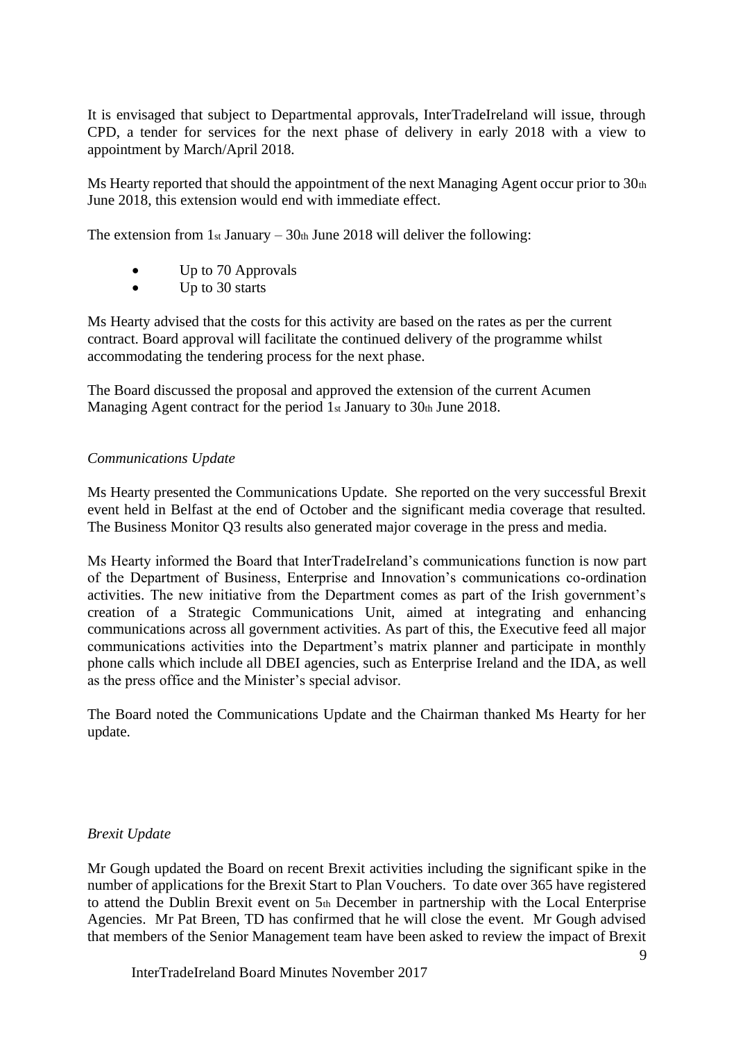It is envisaged that subject to Departmental approvals, InterTradeIreland will issue, through CPD, a tender for services for the next phase of delivery in early 2018 with a view to appointment by March/April 2018.

Ms Hearty reported that should the appointment of the next Managing Agent occur prior to 30th June 2018, this extension would end with immediate effect.

The extension from 1st January – 30th June 2018 will deliver the following:

- Up to 70 Approvals
- Up to 30 starts

Ms Hearty advised that the costs for this activity are based on the rates as per the current contract. Board approval will facilitate the continued delivery of the programme whilst accommodating the tendering process for the next phase.

The Board discussed the proposal and approved the extension of the current Acumen Managing Agent contract for the period 1st January to 30th June 2018.

*Communications Update*

Ms Hearty presented the Communications Update. She reported on the very successful Brexit event held in Belfast at the end of October and the significant media coverage that resulted. The Business Monitor Q3 results also generated major coverage in the press and media.

Ms Hearty informed the Board that InterTradeIreland's communications function is now part of the Department of Business, Enterprise and Innovation's communications co-ordination activities. The new initiative from the Department comes as part of the Irish government's creation of a Strategic Communications Unit, aimed at integrating and enhancing communications across all government activities. As part of this, the Executive feed all major communications activities into the Department's matrix planner and participate in monthly phone calls which include all DBEI agencies, such as Enterprise Ireland and the IDA, as well as the press office and the Minister's special advisor.

The Board noted the Communications Update and the Chairman thanked Ms Hearty for her update.

*Brexit Update*

Mr Gough updated the Board on recent Brexit activities including the significant spike in the number of applications for the Brexit Start to Plan Vouchers. To date over 365 have registered to attend the Dublin Brexit event on 5th December in partnership with the Local Enterprise Agencies. Mr Pat Breen, TD has confirmed that he will close the event. Mr Gough advised that members of the Senior Management team have been asked to review the impact of Brexit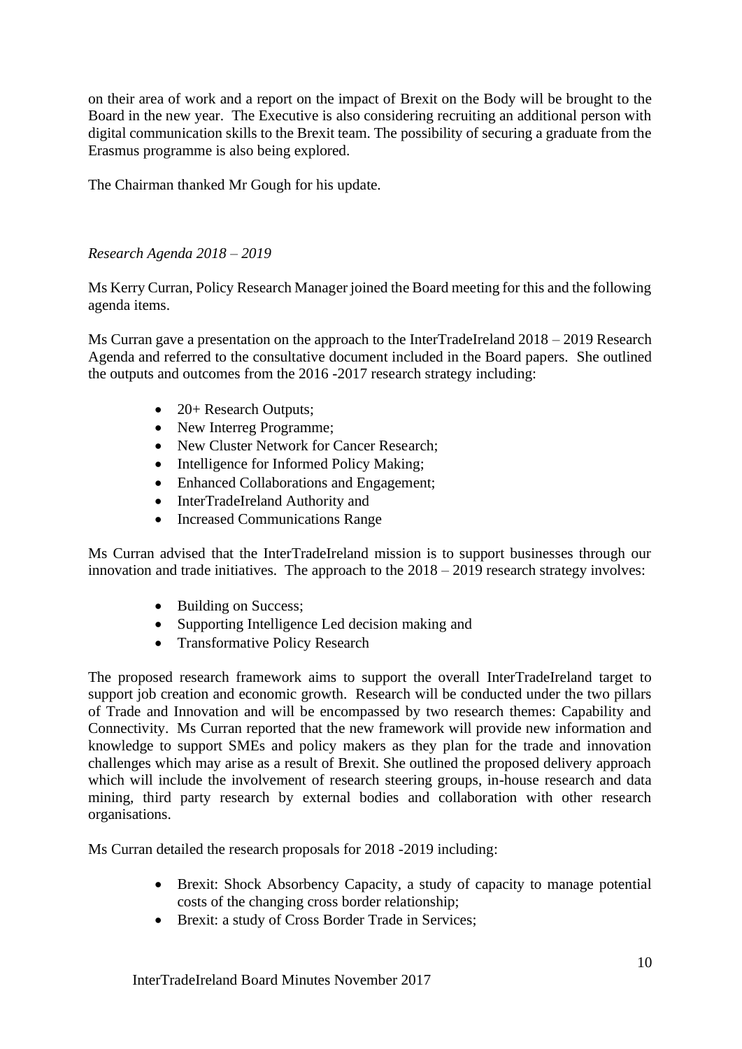on their area of work and a report on the impact of Brexit on the Body will be brought to the Board in the new year. The Executive is also considering recruiting an additional person with digital communication skills to the Brexit team. The possibility of securing a graduate from the Erasmus programme is also being explored.

The Chairman thanked Mr Gough for his update.

*Research Agenda 2018 – 2019*

Ms Kerry Curran, Policy Research Manager joined the Board meeting for this and the following agenda items.

Ms Curran gave a presentation on the approach to the InterTradeIreland 2018 – 2019 Research Agenda and referred to the consultative document included in the Board papers. She outlined the outputs and outcomes from the 2016 -2017 research strategy including:

- 20+ Research Outputs;
- New Interreg Programme;
- New Cluster Network for Cancer Research;
- Intelligence for Informed Policy Making;
- Enhanced Collaborations and Engagement;
- InterTradeIreland Authority and
- Increased Communications Range

Ms Curran advised that the InterTradeIreland mission is to support businesses through our innovation and trade initiatives. The approach to the 2018 – 2019 research strategy involves:

- Building on Success;
- Supporting Intelligence Led decision making and
- Transformative Policy Research

The proposed research framework aims to support the overall InterTradeIreland target to support job creation and economic growth. Research will be conducted under the two pillars of Trade and Innovation and will be encompassed by two research themes: Capability and Connectivity. Ms Curran reported that the new framework will provide new information and knowledge to support SMEs and policy makers as they plan for the trade and innovation challenges which may arise as a result of Brexit. She outlined the proposed delivery approach which will include the involvement of research steering groups, in-house research and data mining, third party research by external bodies and collaboration with other research organisations.

Ms Curran detailed the research proposals for 2018 -2019 including:

- Brexit: Shock Absorbency Capacity, a study of capacity to manage potential costs of the changing cross border relationship;
- Brexit: a study of Cross Border Trade in Services;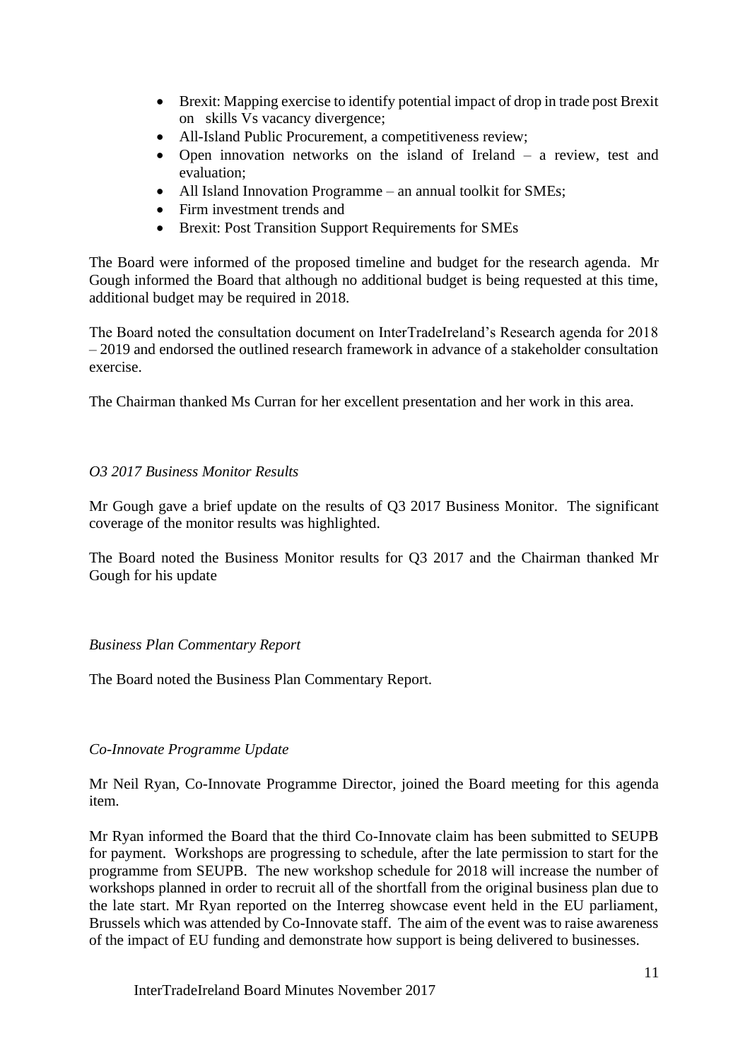- Brexit: Mapping exercise to identify potential impact of drop in trade post Brexit on skills Vs vacancy divergence;
- All-Island Public Procurement, a competitiveness review;
- Open innovation networks on the island of Ireland – a review, test and evaluation;
- All Island Innovation Programme – an annual toolkit for SMEs;
- Firm investment trends and
- Brexit: Post Transition Support Requirements for SMEs

The Board were informed of the proposed timeline and budget for the research agenda. Mr Gough informed the Board that although no additional budget is being requested at this time, additional budget may be required in 2018.

The Board noted the consultation document on InterTradeIreland's Research agenda for 2018 – 2019 and endorsed the outlined research framework in advance of a stakeholder consultation exercise.

The Chairman thanked Ms Curran for her excellent presentation and her work in this area.

*O3 2017 Business Monitor Results*

Mr Gough gave a brief update on the results of Q3 2017 Business Monitor. The significant coverage of the monitor results was highlighted.

The Board noted the Business Monitor results for Q3 2017 and the Chairman thanked Mr Gough for his update

*Business Plan Commentary Report*

The Board noted the Business Plan Commentary Report.

*Co-Innovate Programme Update*

Mr Neil Ryan, Co-Innovate Programme Director, joined the Board meeting for this agenda item.

Mr Ryan informed the Board that the third Co-Innovate claim has been submitted to SEUPB for payment. Workshops are progressing to schedule, after the late permission to start for the programme from SEUPB. The new workshop schedule for 2018 will increase the number of workshops planned in order to recruit all of the shortfall from the original business plan due to the late start. Mr Ryan reported on the Interreg showcase event held in the EU parliament, Brussels which was attended by Co-Innovate staff. The aim of the event was to raise awareness of the impact of EU funding and demonstrate how support is being delivered to businesses.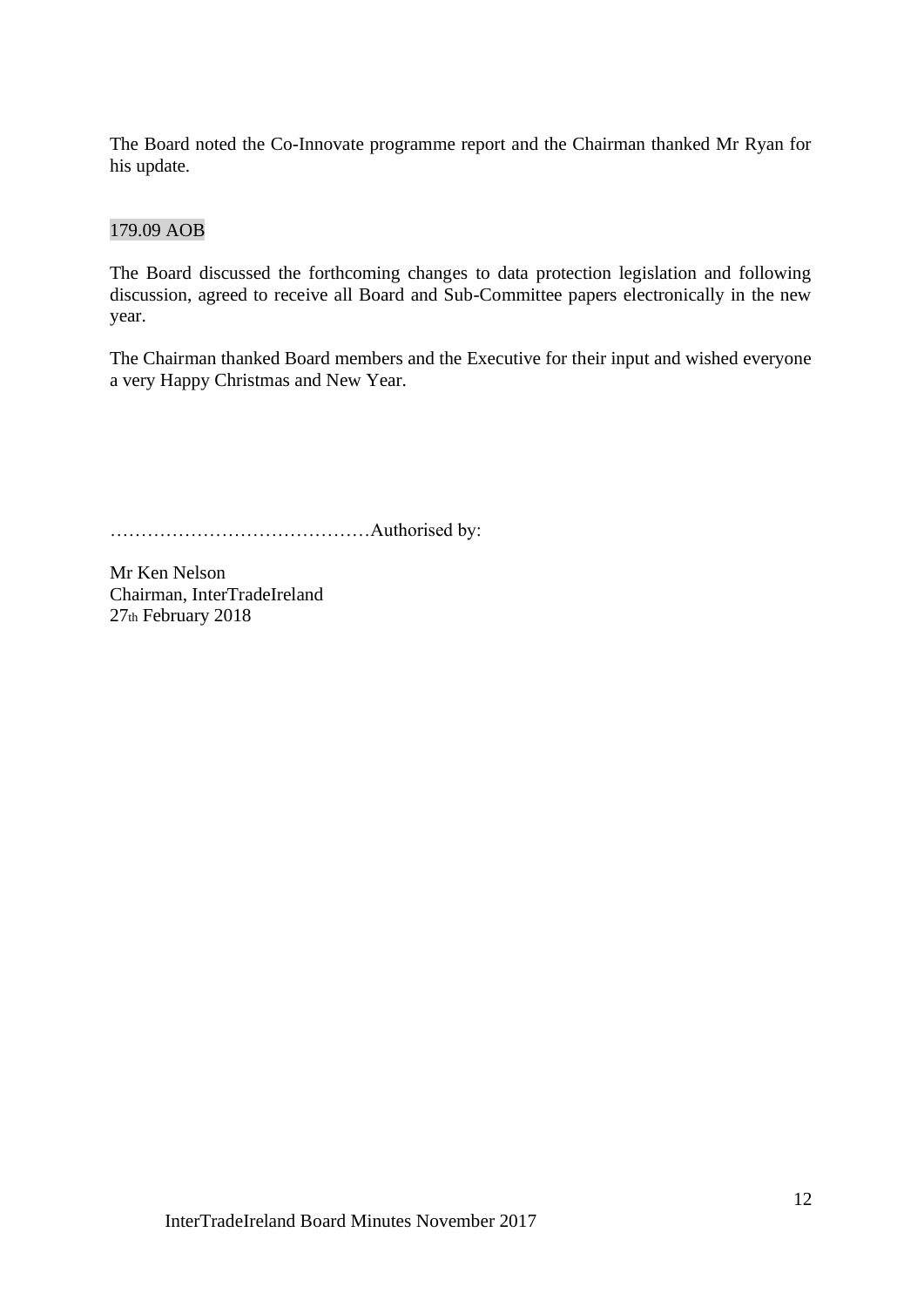The Board noted the Co-Innovate programme report and the Chairman thanked Mr Ryan for his update.

## 179.09 AOB

The Board discussed the forthcoming changes to data protection legislation and following discussion, agreed to receive all Board and Sub-Committee papers electronically in the new year.

The Chairman thanked Board members and the Executive for their input and wished everyone a very Happy Christmas and New Year.

……………………………………Authorised by:

Mr Ken Nelson
Chairman, InterTradeIreland
27th February 2018